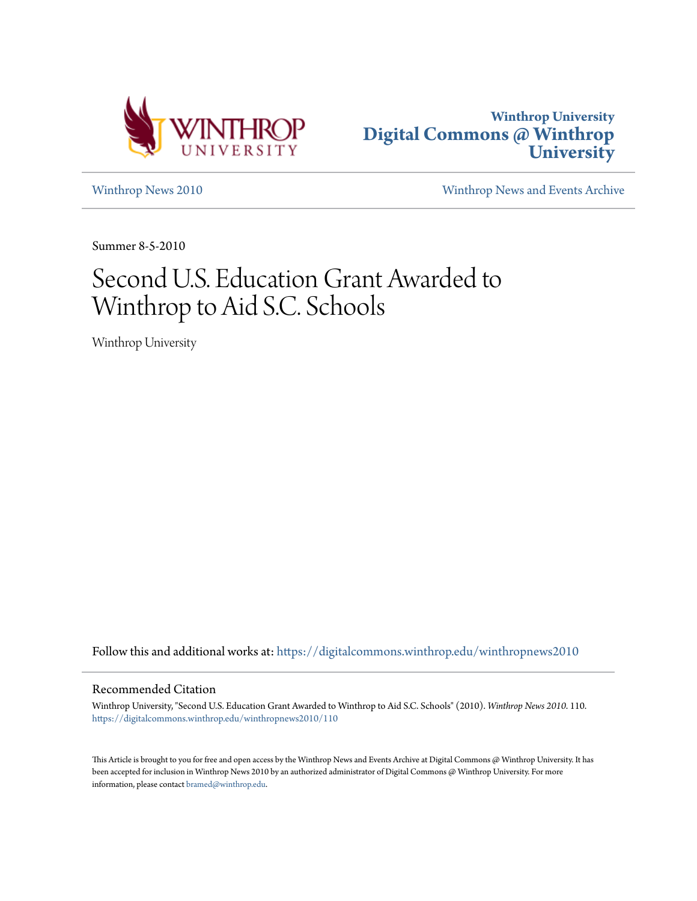Winthrop University
Digital Commons @ Winthrop University

Winthrop News 2010

Winthrop News and Events Archive

Summer 8-5-2010

# Second U.S. Education Grant Awarded to Winthrop to Aid S.C. Schools

Winthrop University

Follow this and additional works at: https://digitalcommons.winthrop.edu/winthropnews2010

## Recommended Citation

Winthrop University, "Second U.S. Education Grant Awarded to Winthrop to Aid S.C. Schools" (2010). *Winthrop News 2010*. 110.
https://digitalcommons.winthrop.edu/winthropnews2010/110

This Article is brought to you for free and open access by the Winthrop News and Events Archive at Digital Commons @ Winthrop University. It has been accepted for inclusion in Winthrop News 2010 by an authorized administrator of Digital Commons @ Winthrop University. For more information, please contact bramed@winthrop.edu.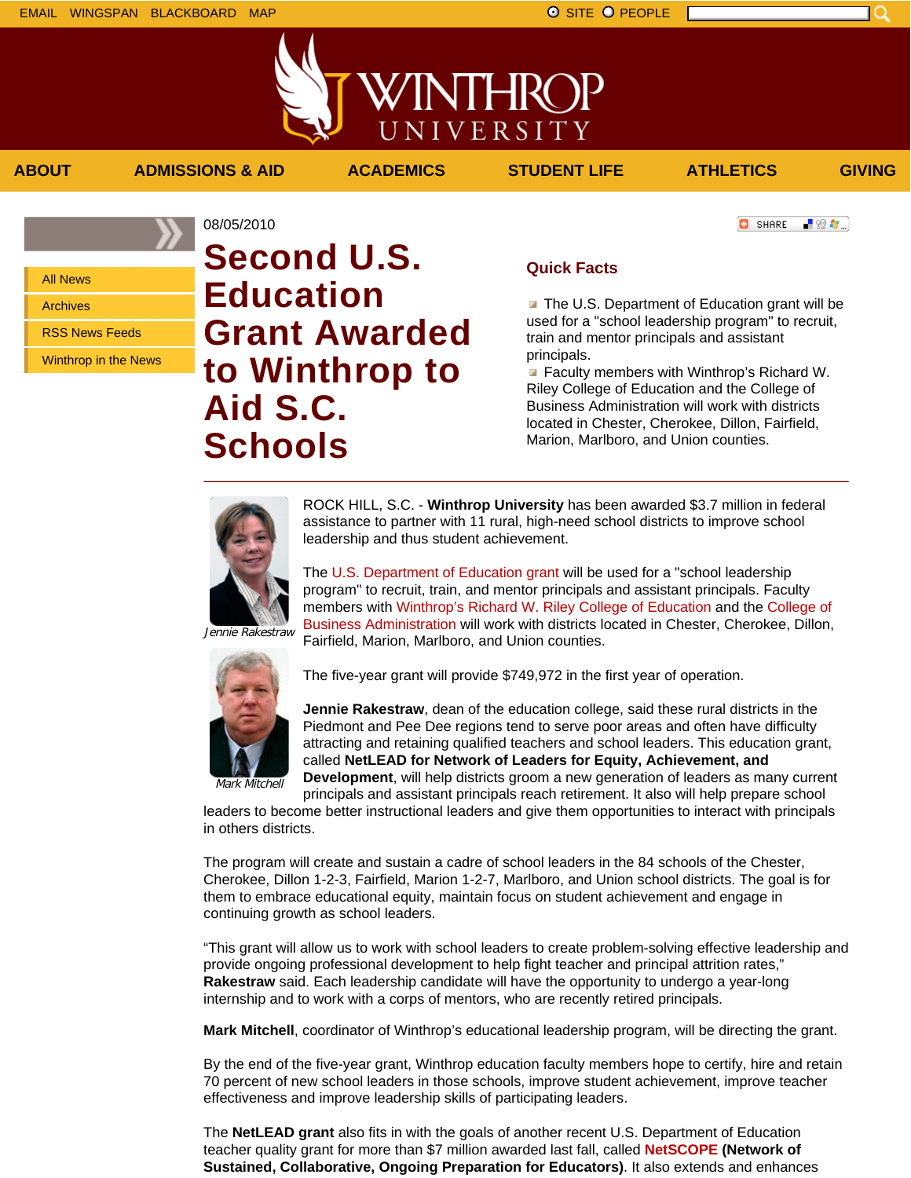EMAIL WINGSPAN BLACKBOARD MAP SITE PEOPLE

ABOUT | ADMISSIONS & AID | ACADEMICS | STUDENT LIFE | ATHLETICS | GIVING

- All News
- Archives
- RSS News Feeds
- Winthrop in the News

08/05/2010

# Second U.S. Education Grant Awarded to Winthrop to Aid S.C. Schools

## Quick Facts

- The U.S. Department of Education grant will be used for a "school leadership program" to recruit, train and mentor principals and assistant principals.
- Faculty members with Winthrop's Richard W. Riley College of Education and the College of Business Administration will work with districts located in Chester, Cherokee, Dillon, Fairfield, Marion, Marlboro, and Union counties.

*Jennie Rakestraw*

*Mark Mitchell*

ROCK HILL, S.C. - **Winthrop University** has been awarded $3.7 million in federal assistance to partner with 11 rural, high-need school districts to improve school leadership and thus student achievement.

The U.S. Department of Education grant will be used for a "school leadership program" to recruit, train, and mentor principals and assistant principals. Faculty members with Winthrop's Richard W. Riley College of Education and the College of Business Administration will work with districts located in Chester, Cherokee, Dillon, Fairfield, Marion, Marlboro, and Union counties.

The five-year grant will provide $749,972 in the first year of operation.

**Jennie Rakestraw**, dean of the education college, said these rural districts in the Piedmont and Pee Dee regions tend to serve poor areas and often have difficulty attracting and retaining qualified teachers and school leaders. This education grant, called **NetLEAD for Network of Leaders for Equity, Achievement, and Development**, will help districts groom a new generation of leaders as many current principals and assistant principals reach retirement. It also will help prepare school leaders to become better instructional leaders and give them opportunities to interact with principals in others districts.

The program will create and sustain a cadre of school leaders in the 84 schools of the Chester, Cherokee, Dillon 1-2-3, Fairfield, Marion 1-2-7, Marlboro, and Union school districts. The goal is for them to embrace educational equity, maintain focus on student achievement and engage in continuing growth as school leaders.

"This grant will allow us to work with school leaders to create problem-solving effective leadership and provide ongoing professional development to help fight teacher and principal attrition rates," **Rakestraw** said. Each leadership candidate will have the opportunity to undergo a year-long internship and to work with a corps of mentors, who are recently retired principals.

**Mark Mitchell**, coordinator of Winthrop's educational leadership program, will be directing the grant.

By the end of the five-year grant, Winthrop education faculty members hope to certify, hire and retain 70 percent of new school leaders in those schools, improve student achievement, improve teacher effectiveness and improve leadership skills of participating leaders.

The **NetLEAD grant** also fits in with the goals of another recent U.S. Department of Education teacher quality grant for more than $7 million awarded last fall, called **NetSCOPE** **(Network of Sustained, Collaborative, Ongoing Preparation for Educators)**. It also extends and enhances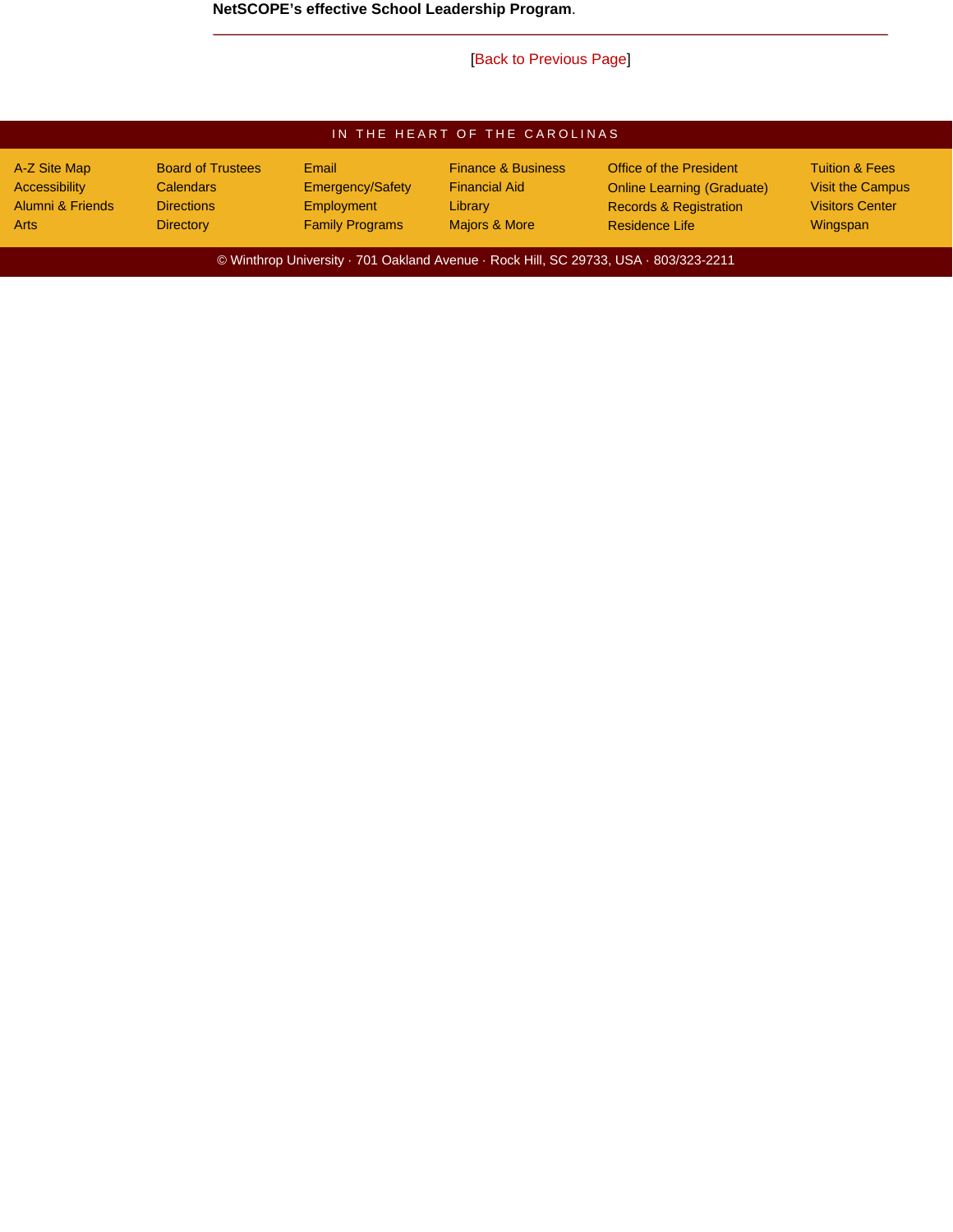**NetSCOPE's effective School Leadership Program**.

---

[Back to Previous Page]

IN THE HEART OF THE CAROLINAS

A-Z Site Map
Accessibility
Alumni & Friends
Arts

Board of Trustees
Calendars
Directions
Directory

Email
Emergency/Safety
Employment
Family Programs

Finance & Business
Financial Aid
Library
Majors & More

Office of the President
Online Learning (Graduate)
Records & Registration
Residence Life

Tuition & Fees
Visit the Campus
Visitors Center
Wingspan

© Winthrop University · 701 Oakland Avenue · Rock Hill, SC 29733, USA · 803/323-2211